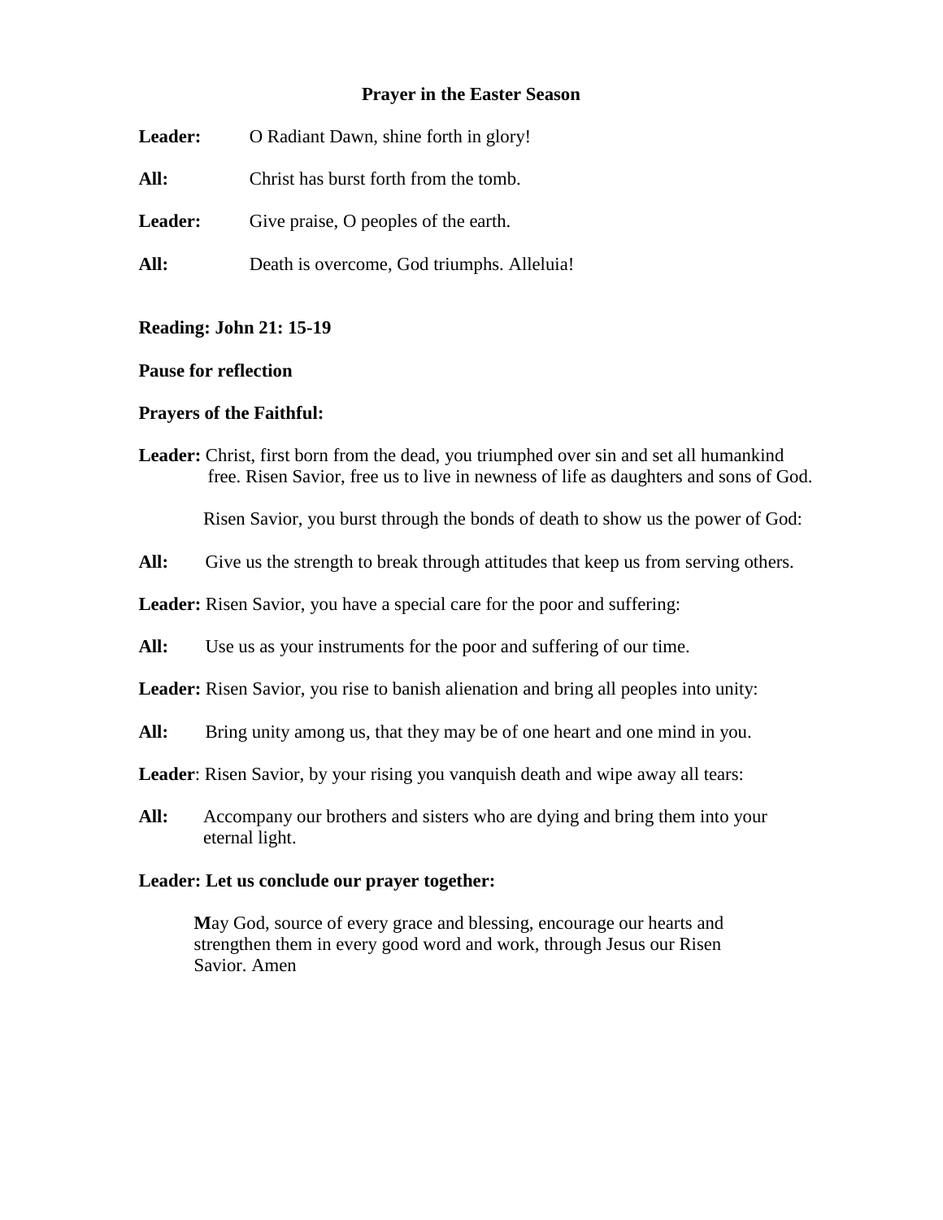# Prayer in the Easter Season

**Leader:** O Radiant Dawn, shine forth in glory!

**All:** Christ has burst forth from the tomb.

**Leader:** Give praise, O peoples of the earth.

**All:** Death is overcome, God triumphs. Alleluia!

**Reading: John 21: 15-19**

**Pause for reflection**

**Prayers of the Faithful:**

**Leader:** Christ, first born from the dead, you triumphed over sin and set all humankind free. Risen Savior, free us to live in newness of life as daughters and sons of God.

Risen Savior, you burst through the bonds of death to show us the power of God:

**All:** Give us the strength to break through attitudes that keep us from serving others.

**Leader:** Risen Savior, you have a special care for the poor and suffering:

**All:** Use us as your instruments for the poor and suffering of our time.

**Leader:** Risen Savior, you rise to banish alienation and bring all peoples into unity:

**All:** Bring unity among us, that they may be of one heart and one mind in you.

**Leader**: Risen Savior, by your rising you vanquish death and wipe away all tears:

**All:** Accompany our brothers and sisters who are dying and bring them into your eternal light.

**Leader: Let us conclude our prayer together:**

**M**ay God, source of every grace and blessing, encourage our hearts and strengthen them in every good word and work, through Jesus our Risen Savior. Amen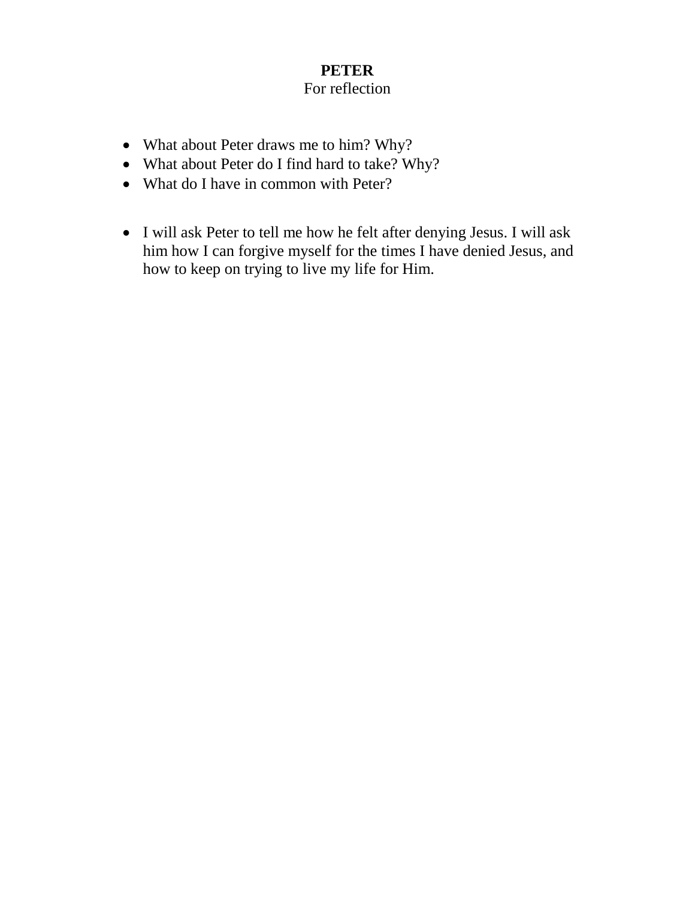# PETER

For reflection

- What about Peter draws me to him? Why?
- What about Peter do I find hard to take? Why?
- What do I have in common with Peter?

- I will ask Peter to tell me how he felt after denying Jesus. I will ask him how I can forgive myself for the times I have denied Jesus, and how to keep on trying to live my life for Him.